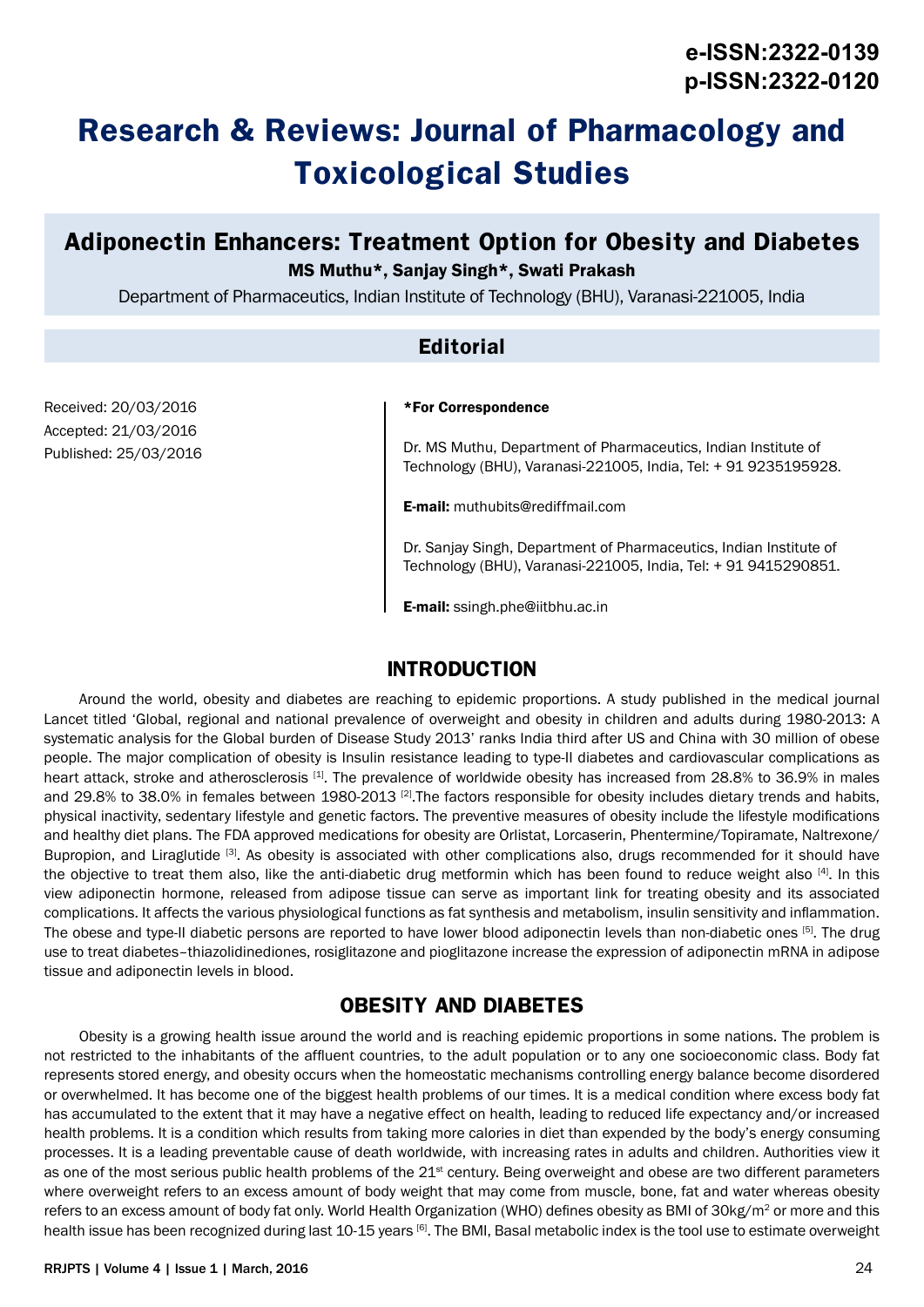e-ISSN:2322-0139
p-ISSN:2322-0120

# Research & Reviews: Journal of Pharmacology and Toxicological Studies

## Adiponectin Enhancers: Treatment Option for Obesity and Diabetes

**MS Muthu*, Sanjay Singh*, Swati Prakash**

Department of Pharmaceutics, Indian Institute of Technology (BHU), Varanasi-221005, India

### Editorial

Received: 20/03/2016
Accepted: 21/03/2016
Published: 25/03/2016

**\*For Correspondence**

Dr. MS Muthu, Department of Pharmaceutics, Indian Institute of Technology (BHU), Varanasi-221005, India, Tel: + 91 9235195928.

**E-mail:** muthubits@rediffmail.com

Dr. Sanjay Singh, Department of Pharmaceutics, Indian Institute of Technology (BHU), Varanasi-221005, India, Tel: + 91 9415290851.

**E-mail:** ssingh.phe@iitbhu.ac.in

## INTRODUCTION

Around the world, obesity and diabetes are reaching to epidemic proportions. A study published in the medical journal Lancet titled 'Global, regional and national prevalence of overweight and obesity in children and adults during 1980-2013: A systematic analysis for the Global burden of Disease Study 2013' ranks India third after US and China with 30 million of obese people. The major complication of obesity is Insulin resistance leading to type-II diabetes and cardiovascular complications as heart attack, stroke and atherosclerosis [1]. The prevalence of worldwide obesity has increased from 28.8% to 36.9% in males and 29.8% to 38.0% in females between 1980-2013 [2].The factors responsible for obesity includes dietary trends and habits, physical inactivity, sedentary lifestyle and genetic factors. The preventive measures of obesity include the lifestyle modifications and healthy diet plans. The FDA approved medications for obesity are Orlistat, Lorcaserin, Phentermine/Topiramate, Naltrexone/Bupropion, and Liraglutide [3]. As obesity is associated with other complications also, drugs recommended for it should have the objective to treat them also, like the anti-diabetic drug metformin which has been found to reduce weight also [4]. In this view adiponectin hormone, released from adipose tissue can serve as important link for treating obesity and its associated complications. It affects the various physiological functions as fat synthesis and metabolism, insulin sensitivity and inflammation. The obese and type-II diabetic persons are reported to have lower blood adiponectin levels than non-diabetic ones [5]. The drug use to treat diabetes–thiazolidinediones, rosiglitazone and pioglitazone increase the expression of adiponectin mRNA in adipose tissue and adiponectin levels in blood.

## OBESITY AND DIABETES

Obesity is a growing health issue around the world and is reaching epidemic proportions in some nations. The problem is not restricted to the inhabitants of the affluent countries, to the adult population or to any one socioeconomic class. Body fat represents stored energy, and obesity occurs when the homeostatic mechanisms controlling energy balance become disordered or overwhelmed. It has become one of the biggest health problems of our times. It is a medical condition where excess body fat has accumulated to the extent that it may have a negative effect on health, leading to reduced life expectancy and/or increased health problems. It is a condition which results from taking more calories in diet than expended by the body's energy consuming processes. It is a leading preventable cause of death worldwide, with increasing rates in adults and children. Authorities view it as one of the most serious public health problems of the 21st century. Being overweight and obese are two different parameters where overweight refers to an excess amount of body weight that may come from muscle, bone, fat and water whereas obesity refers to an excess amount of body fat only. World Health Organization (WHO) defines obesity as BMI of 30kg/$m^2$ or more and this health issue has been recognized during last 10-15 years [6]. The BMI, Basal metabolic index is the tool use to estimate overweight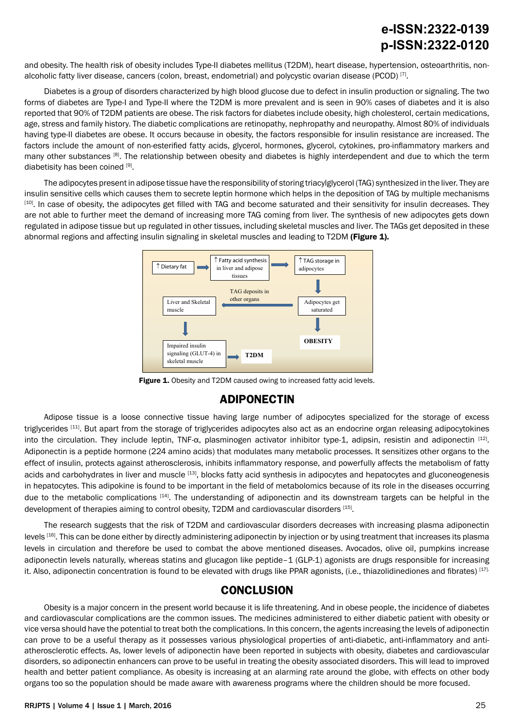and obesity. The health risk of obesity includes Type-II diabetes mellitus (T2DM), heart disease, hypertension, osteoarthritis, non-alcoholic fatty liver disease, cancers (colon, breast, endometrial) and polycystic ovarian disease (PCOD) [7].

Diabetes is a group of disorders characterized by high blood glucose due to defect in insulin production or signaling. The two forms of diabetes are Type-I and Type-II where the T2DM is more prevalent and is seen in 90% cases of diabetes and it is also reported that 90% of T2DM patients are obese. The risk factors for diabetes include obesity, high cholesterol, certain medications, age, stress and family history. The diabetic complications are retinopathy, nephropathy and neuropathy. Almost 80% of individuals having type-II diabetes are obese. It occurs because in obesity, the factors responsible for insulin resistance are increased. The factors include the amount of non-esterified fatty acids, glycerol, hormones, glycerol, cytokines, pro-inflammatory markers and many other substances [8]. The relationship between obesity and diabetes is highly interdependent and due to which the term diabetisity has been coined [9].

The adipocytes present in adipose tissue have the responsibility of storing triacylglycerol (TAG) synthesized in the liver. They are insulin sensitive cells which causes them to secrete leptin hormone which helps in the deposition of TAG by multiple mechanisms [10]. In case of obesity, the adipocytes get filled with TAG and become saturated and their sensitivity for insulin decreases. They are not able to further meet the demand of increasing more TAG coming from liver. The synthesis of new adipocytes gets down regulated in adipose tissue but up regulated in other tissues, including skeletal muscles and liver. The TAGs get deposited in these abnormal regions and affecting insulin signaling in skeletal muscles and leading to T2DM **(Figure 1).**

**Figure 1.** Obesity and T2DM caused owing to increased fatty acid levels.

## ADIPONECTIN

Adipose tissue is a loose connective tissue having large number of adipocytes specialized for the storage of excess triglycerides [11]. But apart from the storage of triglycerides adipocytes also act as an endocrine organ releasing adipocytokines into the circulation. They include leptin, TNF-α, plasminogen activator inhibitor type-1, adipsin, resistin and adiponectin [12]. Adiponectin is a peptide hormone (224 amino acids) that modulates many metabolic processes. It sensitizes other organs to the effect of insulin, protects against atherosclerosis, inhibits inflammatory response, and powerfully affects the metabolism of fatty acids and carbohydrates in liver and muscle [13], blocks fatty acid synthesis in adipocytes and hepatocytes and gluconeogenesis in hepatocytes. This adipokine is found to be important in the field of metabolomics because of its role in the diseases occurring due to the metabolic complications [14]. The understanding of adiponectin and its downstream targets can be helpful in the development of therapies aiming to control obesity, T2DM and cardiovascular disorders [15].

The research suggests that the risk of T2DM and cardiovascular disorders decreases with increasing plasma adiponectin levels [16]. This can be done either by directly administering adiponectin by injection or by using treatment that increases its plasma levels in circulation and therefore be used to combat the above mentioned diseases. Avocados, olive oil, pumpkins increase adiponectin levels naturally, whereas statins and glucagon like peptide–1 (GLP-1) agonists are drugs responsible for increasing it. Also, adiponectin concentration is found to be elevated with drugs like PPAR agonists, (i.e., thiazolidinediones and fibrates) [17].

## CONCLUSION

Obesity is a major concern in the present world because it is life threatening. And in obese people, the incidence of diabetes and cardiovascular complications are the common issues. The medicines administered to either diabetic patient with obesity or vice versa should have the potential to treat both the complications. In this concern, the agents increasing the levels of adiponectin can prove to be a useful therapy as it possesses various physiological properties of anti-diabetic, anti-inflammatory and anti-atherosclerotic effects. As, lower levels of adiponectin have been reported in subjects with obesity, diabetes and cardiovascular disorders, so adiponectin enhancers can prove to be useful in treating the obesity associated disorders. This will lead to improved health and better patient compliance. As obesity is increasing at an alarming rate around the globe, with effects on other body organs too so the population should be made aware with awareness programs where the children should be more focused.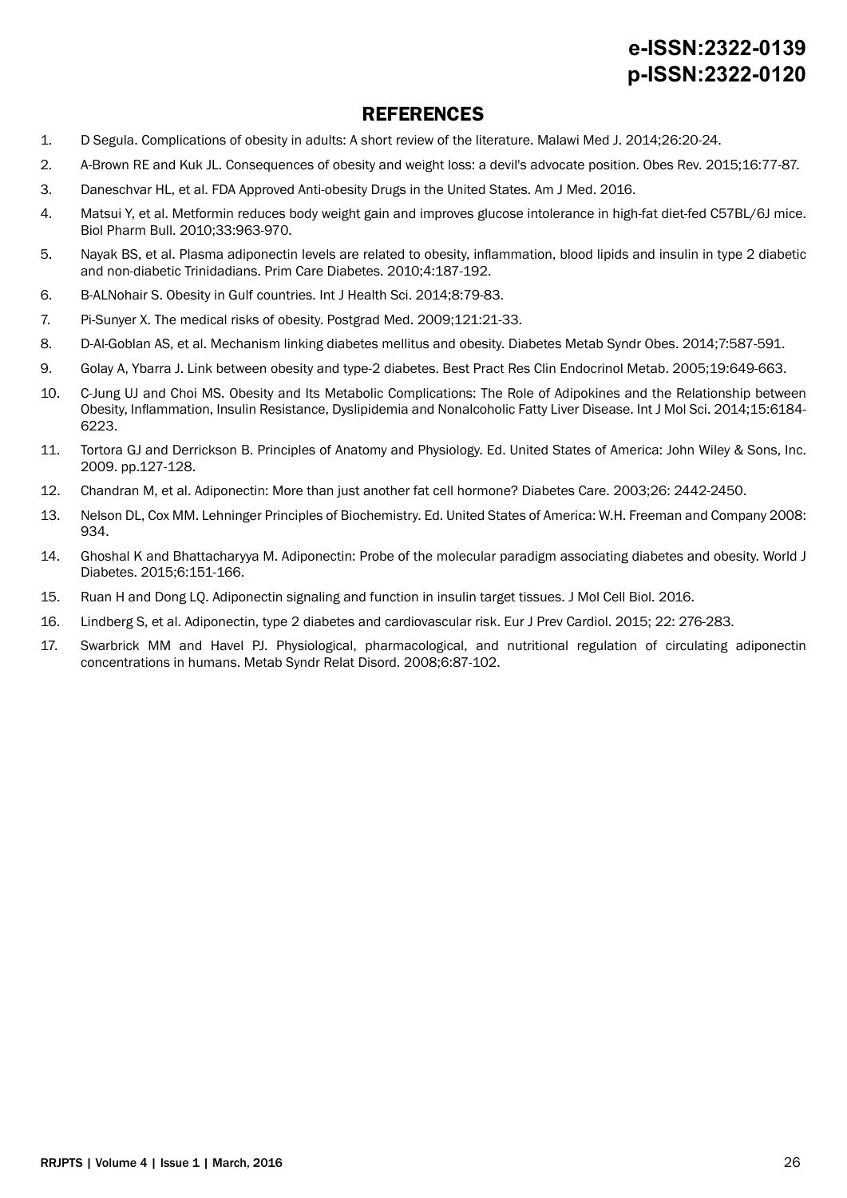## REFERENCES

1. D Segula. Complications of obesity in adults: A short review of the literature. Malawi Med J. 2014;26:20-24.
2. A-Brown RE and Kuk JL. Consequences of obesity and weight loss: a devil's advocate position. Obes Rev. 2015;16:77-87.
3. Daneschvar HL, et al. FDA Approved Anti-obesity Drugs in the United States. Am J Med. 2016.
4. Matsui Y, et al. Metformin reduces body weight gain and improves glucose intolerance in high-fat diet-fed C57BL/6J mice. Biol Pharm Bull. 2010;33:963-970.
5. Nayak BS, et al. Plasma adiponectin levels are related to obesity, inflammation, blood lipids and insulin in type 2 diabetic and non-diabetic Trinidadians. Prim Care Diabetes. 2010;4:187-192.
6. B-ALNohair S. Obesity in Gulf countries. Int J Health Sci. 2014;8:79-83.
7. Pi-Sunyer X. The medical risks of obesity. Postgrad Med. 2009;121:21-33.
8. D-Al-Goblan AS, et al. Mechanism linking diabetes mellitus and obesity. Diabetes Metab Syndr Obes. 2014;7:587-591.
9. Golay A, Ybarra J. Link between obesity and type-2 diabetes. Best Pract Res Clin Endocrinol Metab. 2005;19:649-663.
10. C-Jung UJ and Choi MS. Obesity and Its Metabolic Complications: The Role of Adipokines and the Relationship between Obesity, Inflammation, Insulin Resistance, Dyslipidemia and Nonalcoholic Fatty Liver Disease. Int J Mol Sci. 2014;15:6184-6223.
11. Tortora GJ and Derrickson B. Principles of Anatomy and Physiology. Ed. United States of America: John Wiley & Sons, Inc. 2009. pp.127-128.
12. Chandran M, et al. Adiponectin: More than just another fat cell hormone? Diabetes Care. 2003;26: 2442-2450.
13. Nelson DL, Cox MM. Lehninger Principles of Biochemistry. Ed. United States of America: W.H. Freeman and Company 2008: 934.
14. Ghoshal K and Bhattacharyya M. Adiponectin: Probe of the molecular paradigm associating diabetes and obesity. World J Diabetes. 2015;6:151-166.
15. Ruan H and Dong LQ. Adiponectin signaling and function in insulin target tissues. J Mol Cell Biol. 2016.
16. Lindberg S, et al. Adiponectin, type 2 diabetes and cardiovascular risk. Eur J Prev Cardiol. 2015; 22: 276-283.
17. Swarbrick MM and Havel PJ. Physiological, pharmacological, and nutritional regulation of circulating adiponectin concentrations in humans. Metab Syndr Relat Disord. 2008;6:87-102.